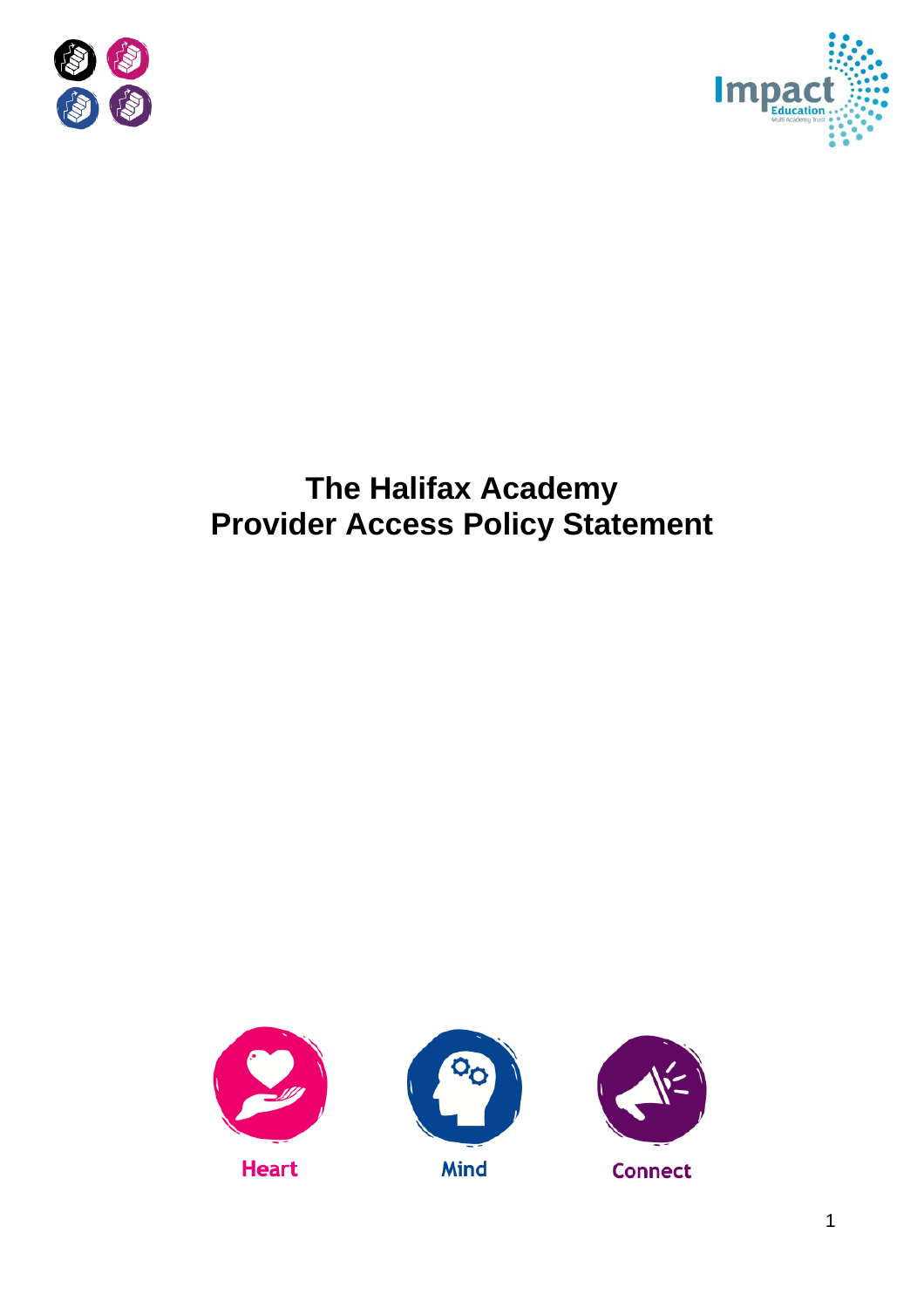# The Halifax Academy
# Provider Access Policy Statement

Heart

Mind

Connect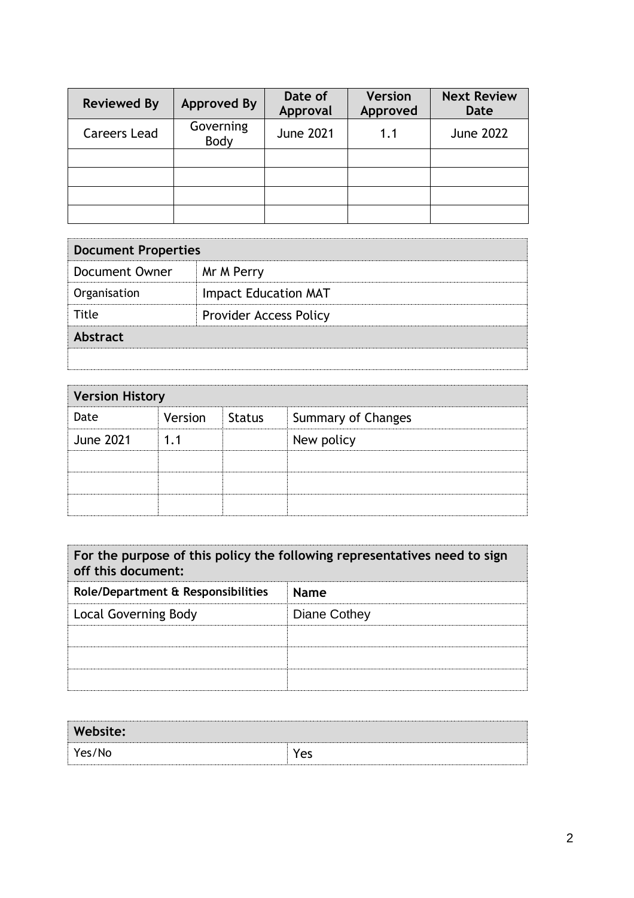| Reviewed By | Approved By | Date of Approval | Version Approved | Next Review Date |
|---|---|---|---|---|
| Careers Lead | Governing Body | June 2021 | 1.1 | June 2022 |
| | | | | |
| | | | | |
| | | | | |
| | | | | |

| Document Properties | |
|---|---|
| Document Owner | Mr M Perry |
| Organisation | Impact Education MAT |
| Title | Provider Access Policy |
| **Abstract** | |
| | |

| Version History | | | |
|---|---|---|---|
| Date | Version | Status | Summary of Changes |
| June 2021 | 1.1 | | New policy |
| | | | |
| | | | |
| | | | |

| For the purpose of this policy the following representatives need to sign off this document: | |
|---|---|
| **Role/Department & Responsibilities** | **Name** |
| Local Governing Body | Diane Cothey |
| | |
| | |
| | |

| Website: | |
|---|---|
| Yes/No | Yes |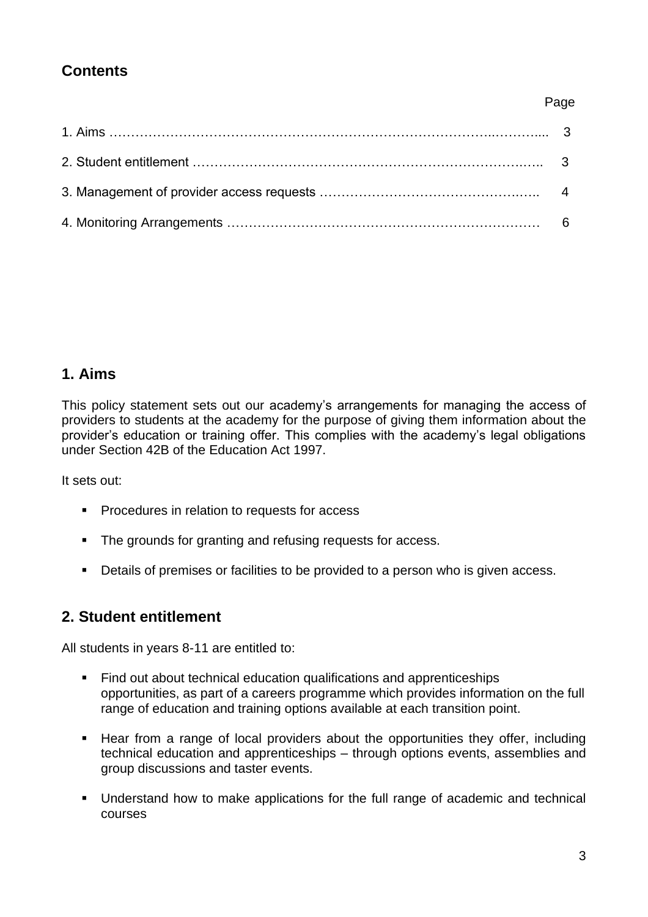## Contents

| | Page |
|---|---|
| 1. Aims | 3 |
| 2. Student entitlement | 3 |
| 3. Management of provider access requests | 4 |
| 4. Monitoring Arrangements | 6 |

## 1. Aims

This policy statement sets out our academy's arrangements for managing the access of providers to students at the academy for the purpose of giving them information about the provider's education or training offer. This complies with the academy's legal obligations under Section 42B of the Education Act 1997.

It sets out:

- Procedures in relation to requests for access
- The grounds for granting and refusing requests for access.
- Details of premises or facilities to be provided to a person who is given access.

## 2. Student entitlement

All students in years 8-11 are entitled to:

- Find out about technical education qualifications and apprenticeships opportunities, as part of a careers programme which provides information on the full range of education and training options available at each transition point.
- Hear from a range of local providers about the opportunities they offer, including technical education and apprenticeships – through options events, assemblies and group discussions and taster events.
- Understand how to make applications for the full range of academic and technical courses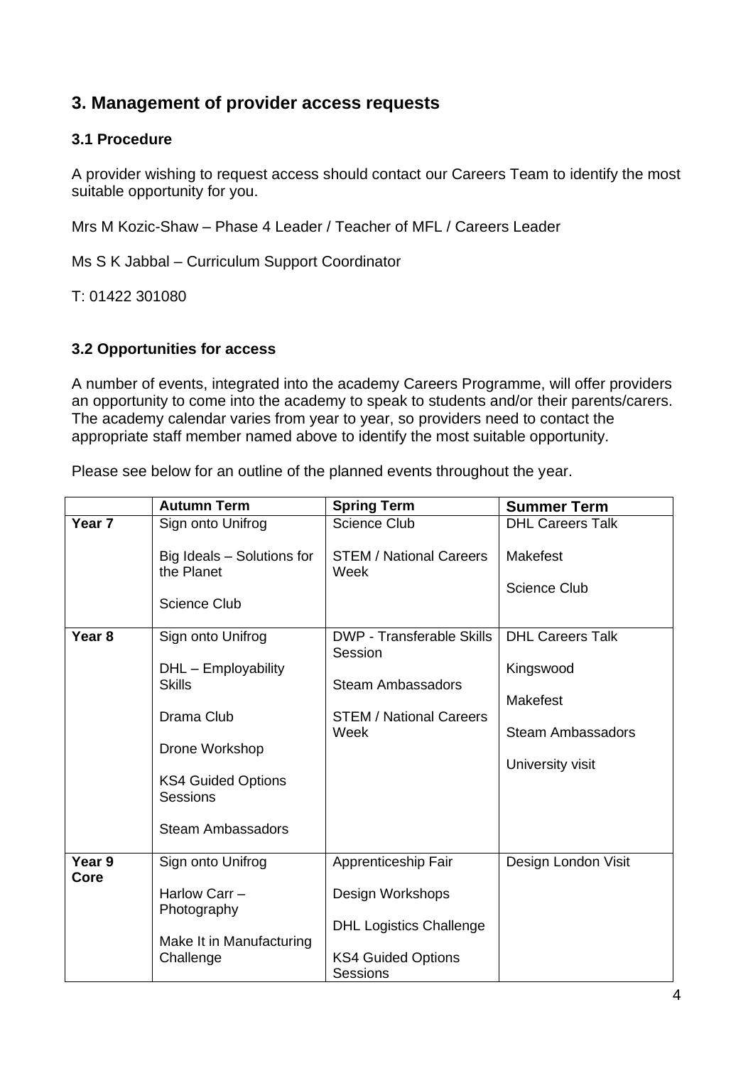## 3. Management of provider access requests

### 3.1 Procedure

A provider wishing to request access should contact our Careers Team to identify the most suitable opportunity for you.

Mrs M Kozic-Shaw – Phase 4 Leader / Teacher of MFL / Careers Leader

Ms S K Jabbal – Curriculum Support Coordinator

T: 01422 301080

### 3.2 Opportunities for access

A number of events, integrated into the academy Careers Programme, will offer providers an opportunity to come into the academy to speak to students and/or their parents/carers. The academy calendar varies from year to year, so providers need to contact the appropriate staff member named above to identify the most suitable opportunity.

Please see below for an outline of the planned events throughout the year.

| | **Autumn Term** | **Spring Term** | **Summer Term** |
|---|---|---|---|
| **Year 7** | Sign onto Unifrog<br><br>Big Ideals – Solutions for the Planet<br><br>Science Club | Science Club<br><br>STEM / National Careers Week | DHL Careers Talk<br><br>Makefest<br><br>Science Club |
| **Year 8** | Sign onto Unifrog<br><br>DHL – Employability Skills<br><br>Drama Club<br><br>Drone Workshop<br><br>KS4 Guided Options Sessions<br><br>Steam Ambassadors | DWP - Transferable Skills Session<br><br>Steam Ambassadors<br><br>STEM / National Careers Week | DHL Careers Talk<br><br>Kingswood<br><br>Makefest<br><br>Steam Ambassadors<br><br>University visit |
| **Year 9 Core** | Sign onto Unifrog<br><br>Harlow Carr – Photography<br><br>Make It in Manufacturing Challenge | Apprenticeship Fair<br><br>Design Workshops<br><br>DHL Logistics Challenge<br><br>KS4 Guided Options Sessions | Design London Visit |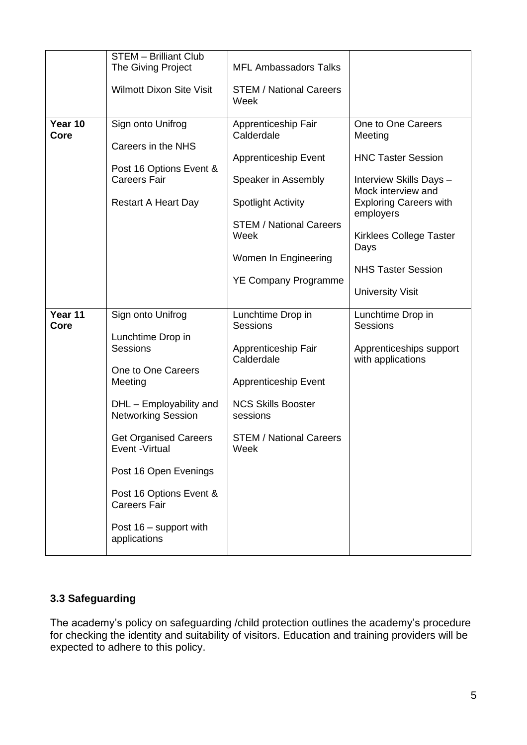| | | | |
|---|---|---|---|
| | STEM – Brilliant Club<br>The Giving Project<br><br>Wilmott Dixon Site Visit | MFL Ambassadors Talks<br><br>STEM / National Careers Week | |
| **Year 10 Core** | Sign onto Unifrog<br><br>Careers in the NHS<br><br>Post 16 Options Event & Careers Fair<br><br>Restart A Heart Day | Apprenticeship Fair Calderdale<br><br>Apprenticeship Event<br><br>Speaker in Assembly<br><br>Spotlight Activity<br><br>STEM / National Careers Week<br><br>Women In Engineering<br><br>YE Company Programme | One to One Careers Meeting<br><br>HNC Taster Session<br><br>Interview Skills Days – Mock interview and Exploring Careers with employers<br><br>Kirklees College Taster Days<br><br>NHS Taster Session<br><br>University Visit |
| **Year 11 Core** | Sign onto Unifrog<br><br>Lunchtime Drop in Sessions<br><br>One to One Careers Meeting<br><br>DHL – Employability and Networking Session<br><br>Get Organised Careers Event -Virtual<br><br>Post 16 Open Evenings<br><br>Post 16 Options Event & Careers Fair<br><br>Post 16 – support with applications | Lunchtime Drop in Sessions<br><br>Apprenticeship Fair Calderdale<br><br>Apprenticeship Event<br><br>NCS Skills Booster sessions<br><br>STEM / National Careers Week | Lunchtime Drop in Sessions<br><br>Apprenticeships support with applications |

### 3.3 Safeguarding

The academy's policy on safeguarding /child protection outlines the academy's procedure for checking the identity and suitability of visitors. Education and training providers will be expected to adhere to this policy.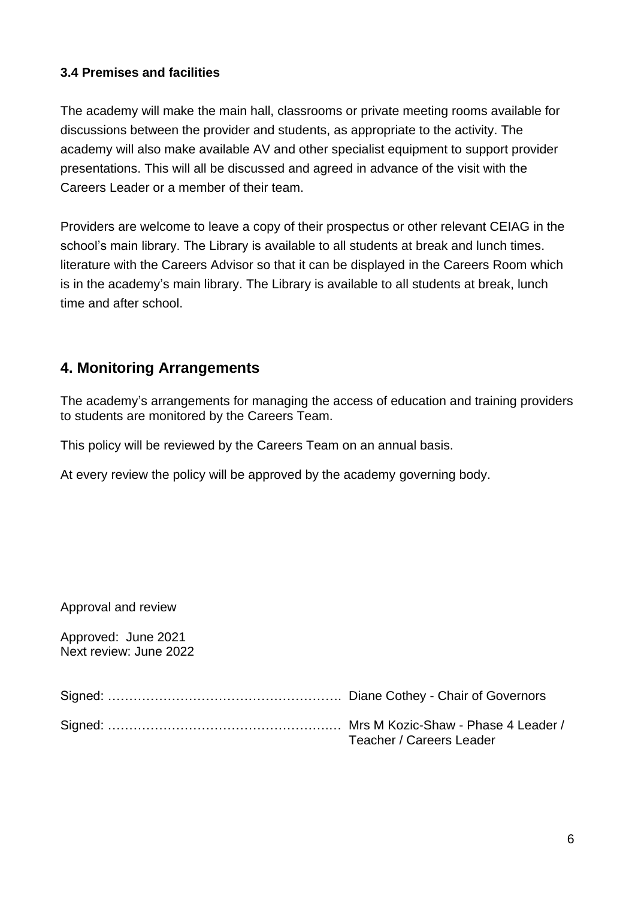### 3.4 Premises and facilities

The academy will make the main hall, classrooms or private meeting rooms available for discussions between the provider and students, as appropriate to the activity. The academy will also make available AV and other specialist equipment to support provider presentations. This will all be discussed and agreed in advance of the visit with the Careers Leader or a member of their team.

Providers are welcome to leave a copy of their prospectus or other relevant CEIAG in the school's main library. The Library is available to all students at break and lunch times. literature with the Careers Advisor so that it can be displayed in the Careers Room which is in the academy's main library. The Library is available to all students at break, lunch time and after school.

## 4. Monitoring Arrangements

The academy's arrangements for managing the access of education and training providers to students are monitored by the Careers Team.

This policy will be reviewed by the Careers Team on an annual basis.

At every review the policy will be approved by the academy governing body.

Approval and review

Approved: June 2021
Next review: June 2022

Signed: ………………………………………………. Diane Cothey - Chair of Governors

Signed: ……………………………………………… Mrs M Kozic-Shaw - Phase 4 Leader / Teacher / Careers Leader